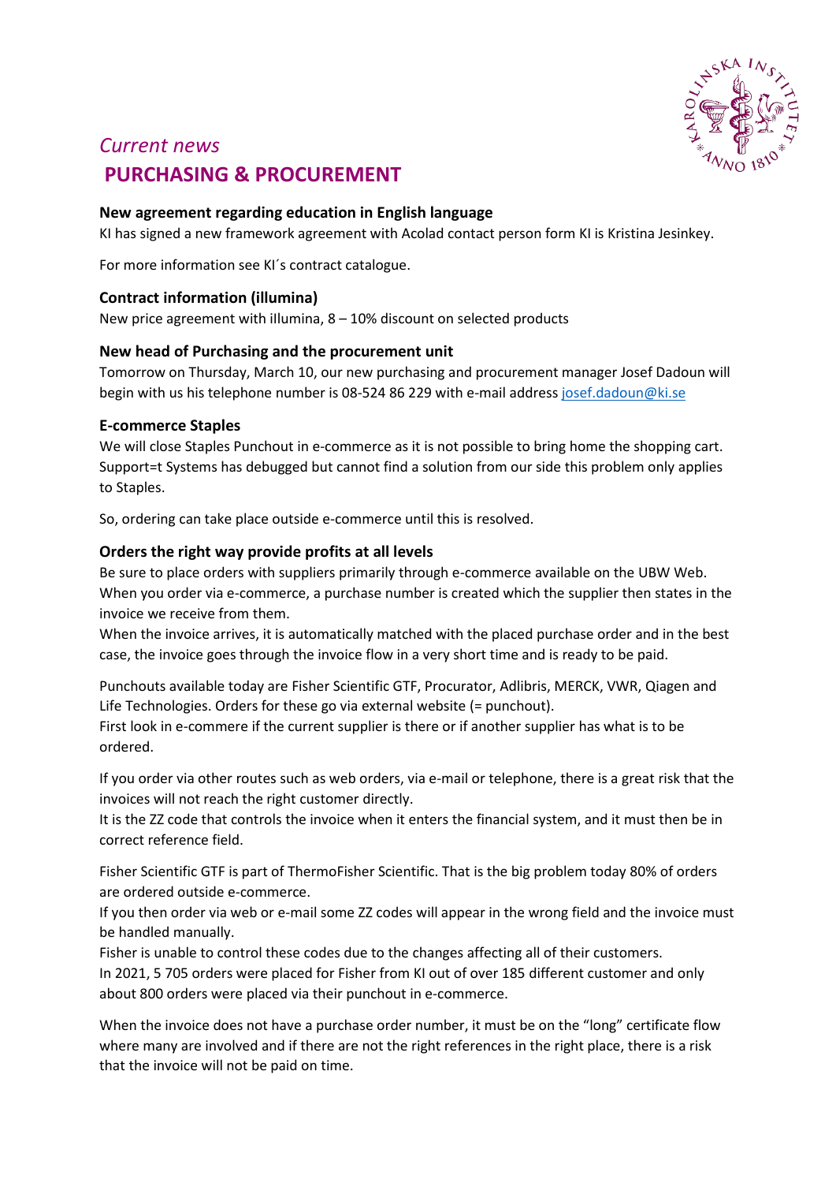*Current news*

# PURCHASING & PROCUREMENT

### New agreement regarding education in English language

KI has signed a new framework agreement with Acolad contact person form KI is Kristina Jesinkey.

For more information see KI´s contract catalogue.

### Contract information (illumina)

New price agreement with illumina, 8 – 10% discount on selected products

### New head of Purchasing and the procurement unit

Tomorrow on Thursday, March 10, our new purchasing and procurement manager Josef Dadoun will begin with us his telephone number is 08-524 86 229 with e-mail address josef.dadoun@ki.se

### E-commerce Staples

We will close Staples Punchout in e-commerce as it is not possible to bring home the shopping cart. Support=t Systems has debugged but cannot find a solution from our side this problem only applies to Staples.

So, ordering can take place outside e-commerce until this is resolved.

### Orders the right way provide profits at all levels

Be sure to place orders with suppliers primarily through e-commerce available on the UBW Web. When you order via e-commerce, a purchase number is created which the supplier then states in the invoice we receive from them.
When the invoice arrives, it is automatically matched with the placed purchase order and in the best case, the invoice goes through the invoice flow in a very short time and is ready to be paid.

Punchouts available today are Fisher Scientific GTF, Procurator, Adlibris, MERCK, VWR, Qiagen and Life Technologies. Orders for these go via external website (= punchout).
First look in e-commere if the current supplier is there or if another supplier has what is to be ordered.

If you order via other routes such as web orders, via e-mail or telephone, there is a great risk that the invoices will not reach the right customer directly.
It is the ZZ code that controls the invoice when it enters the financial system, and it must then be in correct reference field.

Fisher Scientific GTF is part of ThermoFisher Scientific. That is the big problem today 80% of orders are ordered outside e-commerce.
If you then order via web or e-mail some ZZ codes will appear in the wrong field and the invoice must be handled manually.
Fisher is unable to control these codes due to the changes affecting all of their customers.
In 2021, 5 705 orders were placed for Fisher from KI out of over 185 different customer and only about 800 orders were placed via their punchout in e-commerce.

When the invoice does not have a purchase order number, it must be on the "long" certificate flow where many are involved and if there are not the right references in the right place, there is a risk that the invoice will not be paid on time.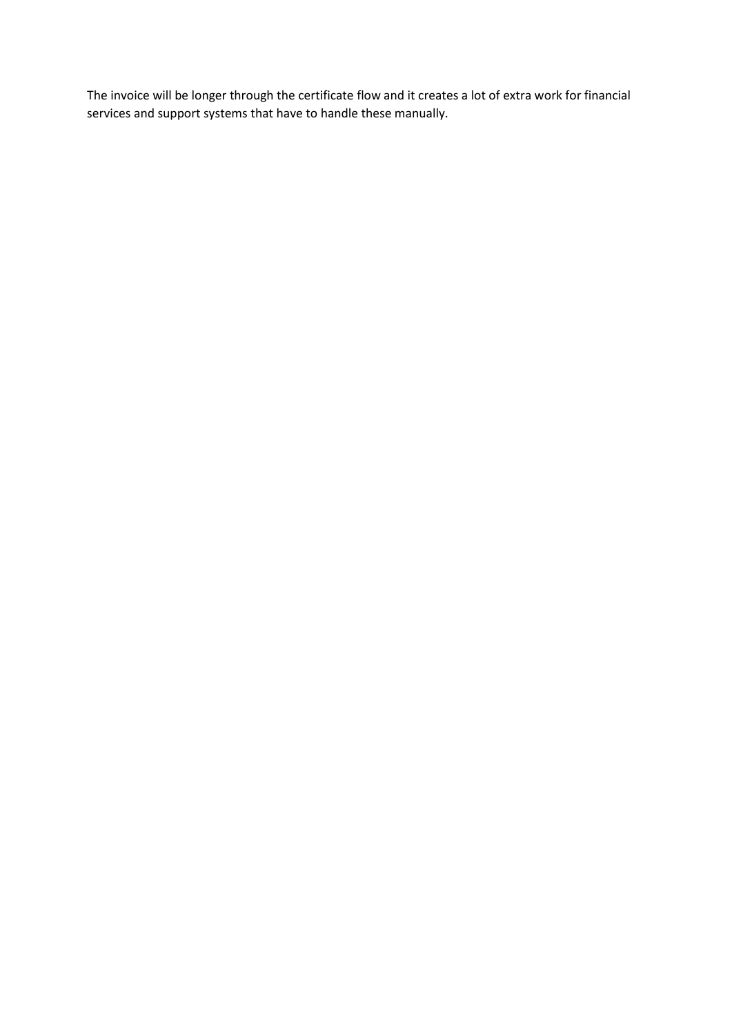The invoice will be longer through the certificate flow and it creates a lot of extra work for financial services and support systems that have to handle these manually.